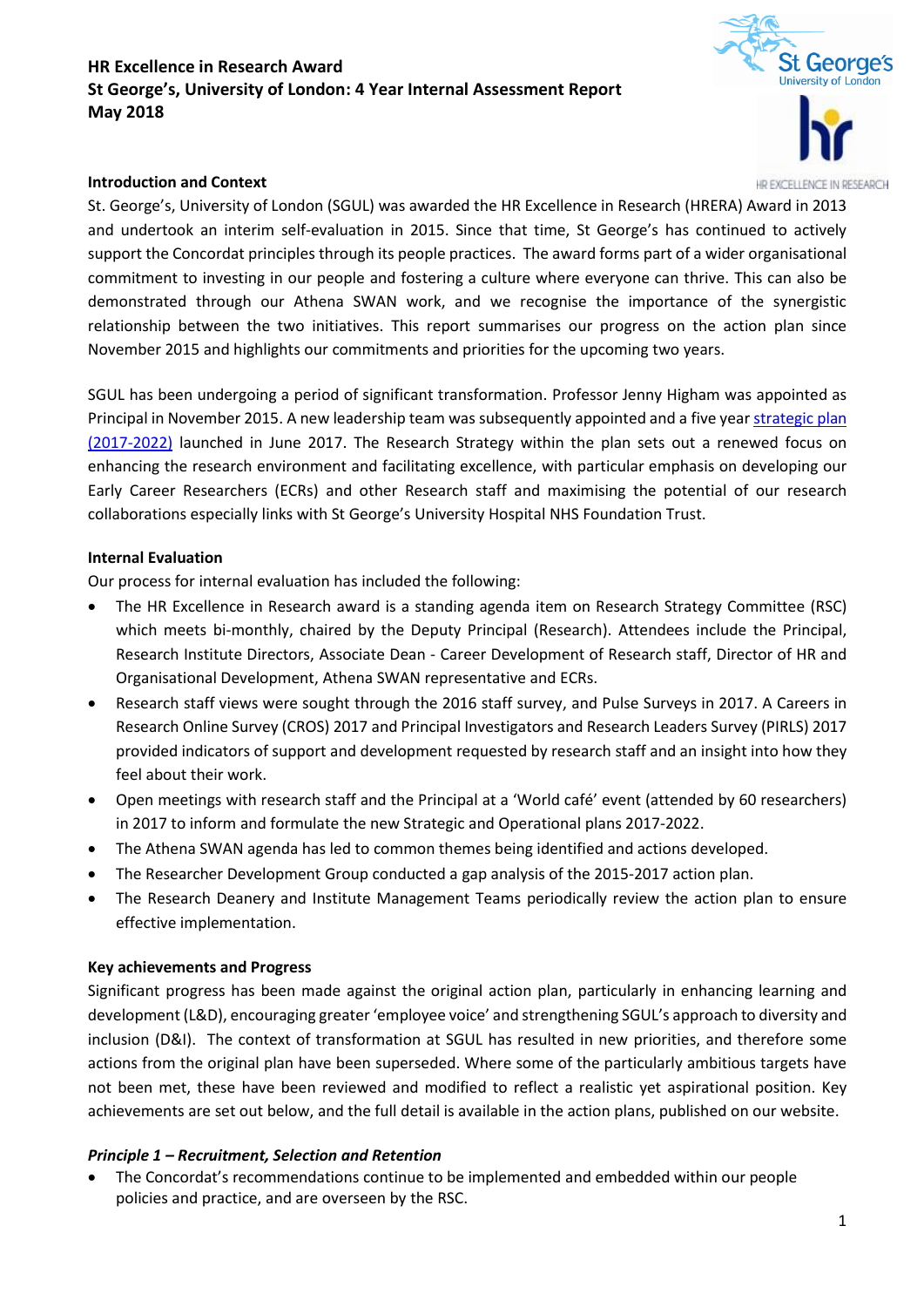# HR Excellence in Research Award
# St George's, University of London: 4 Year Internal Assessment Report
# May 2018

## Introduction and Context

St. George's, University of London (SGUL) was awarded the HR Excellence in Research (HRERA) Award in 2013 and undertook an interim self-evaluation in 2015. Since that time, St George's has continued to actively support the Concordat principles through its people practices. The award forms part of a wider organisational commitment to investing in our people and fostering a culture where everyone can thrive. This can also be demonstrated through our Athena SWAN work, and we recognise the importance of the synergistic relationship between the two initiatives. This report summarises our progress on the action plan since November 2015 and highlights our commitments and priorities for the upcoming two years.

SGUL has been undergoing a period of significant transformation. Professor Jenny Higham was appointed as Principal in November 2015. A new leadership team was subsequently appointed and a five year strategic plan (2017-2022) launched in June 2017. The Research Strategy within the plan sets out a renewed focus on enhancing the research environment and facilitating excellence, with particular emphasis on developing our Early Career Researchers (ECRs) and other Research staff and maximising the potential of our research collaborations especially links with St George's University Hospital NHS Foundation Trust.

## Internal Evaluation

Our process for internal evaluation has included the following:

- The HR Excellence in Research award is a standing agenda item on Research Strategy Committee (RSC) which meets bi-monthly, chaired by the Deputy Principal (Research). Attendees include the Principal, Research Institute Directors, Associate Dean - Career Development of Research staff, Director of HR and Organisational Development, Athena SWAN representative and ECRs.
- Research staff views were sought through the 2016 staff survey, and Pulse Surveys in 2017. A Careers in Research Online Survey (CROS) 2017 and Principal Investigators and Research Leaders Survey (PIRLS) 2017 provided indicators of support and development requested by research staff and an insight into how they feel about their work.
- Open meetings with research staff and the Principal at a 'World café' event (attended by 60 researchers) in 2017 to inform and formulate the new Strategic and Operational plans 2017-2022.
- The Athena SWAN agenda has led to common themes being identified and actions developed.
- The Researcher Development Group conducted a gap analysis of the 2015-2017 action plan.
- The Research Deanery and Institute Management Teams periodically review the action plan to ensure effective implementation.

## Key achievements and Progress

Significant progress has been made against the original action plan, particularly in enhancing learning and development (L&D), encouraging greater 'employee voice' and strengthening SGUL's approach to diversity and inclusion (D&I). The context of transformation at SGUL has resulted in new priorities, and therefore some actions from the original plan have been superseded. Where some of the particularly ambitious targets have not been met, these have been reviewed and modified to reflect a realistic yet aspirational position. Key achievements are set out below, and the full detail is available in the action plans, published on our website.

### *Principle 1 – Recruitment, Selection and Retention*

- The Concordat's recommendations continue to be implemented and embedded within our people policies and practice, and are overseen by the RSC.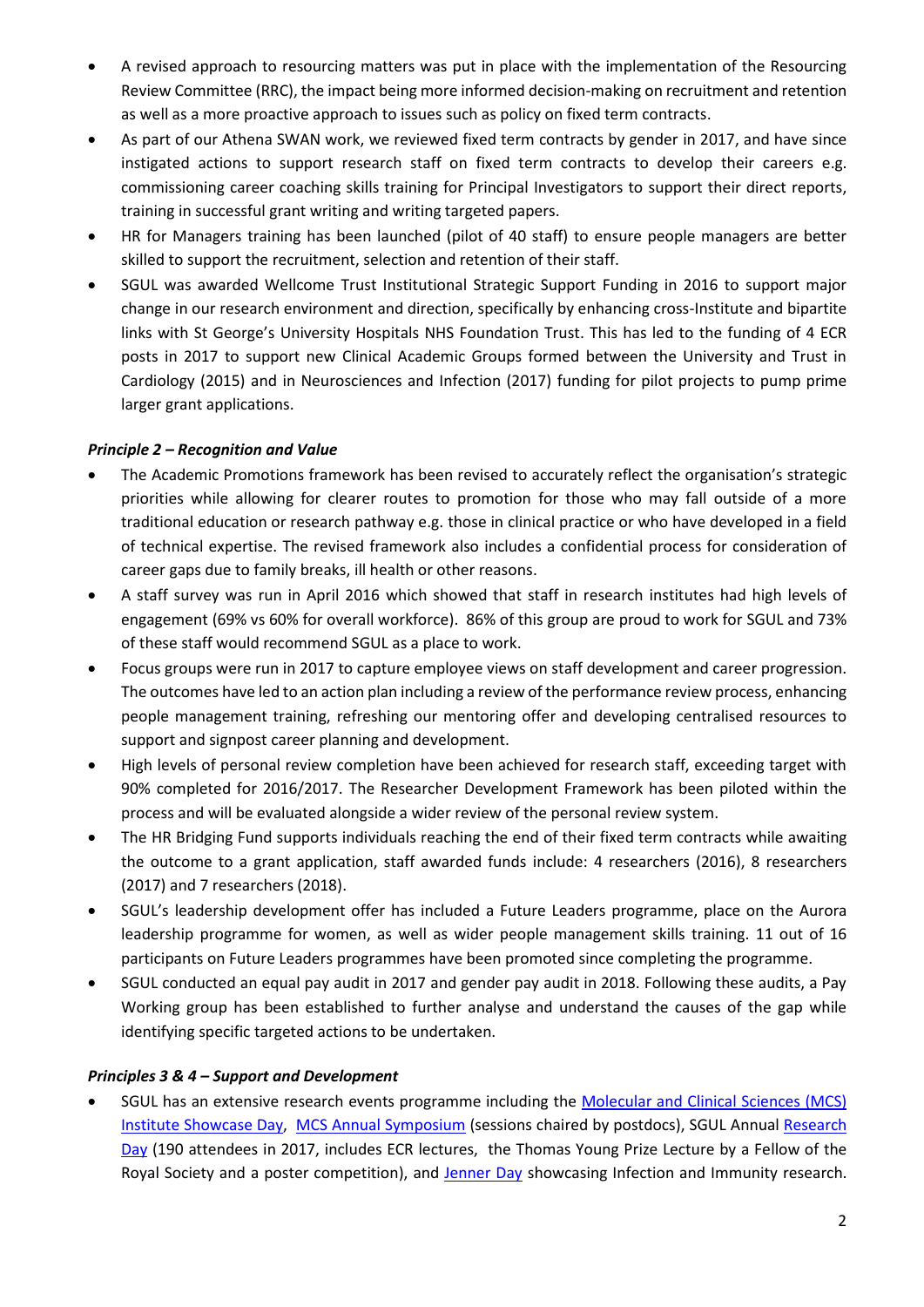- A revised approach to resourcing matters was put in place with the implementation of the Resourcing Review Committee (RRC), the impact being more informed decision-making on recruitment and retention as well as a more proactive approach to issues such as policy on fixed term contracts.
- As part of our Athena SWAN work, we reviewed fixed term contracts by gender in 2017, and have since instigated actions to support research staff on fixed term contracts to develop their careers e.g. commissioning career coaching skills training for Principal Investigators to support their direct reports, training in successful grant writing and writing targeted papers.
- HR for Managers training has been launched (pilot of 40 staff) to ensure people managers are better skilled to support the recruitment, selection and retention of their staff.
- SGUL was awarded Wellcome Trust Institutional Strategic Support Funding in 2016 to support major change in our research environment and direction, specifically by enhancing cross-Institute and bipartite links with St George's University Hospitals NHS Foundation Trust. This has led to the funding of 4 ECR posts in 2017 to support new Clinical Academic Groups formed between the University and Trust in Cardiology (2015) and in Neurosciences and Infection (2017) funding for pilot projects to pump prime larger grant applications.

***Principle 2 – Recognition and Value***

- The Academic Promotions framework has been revised to accurately reflect the organisation's strategic priorities while allowing for clearer routes to promotion for those who may fall outside of a more traditional education or research pathway e.g. those in clinical practice or who have developed in a field of technical expertise. The revised framework also includes a confidential process for consideration of career gaps due to family breaks, ill health or other reasons.
- A staff survey was run in April 2016 which showed that staff in research institutes had high levels of engagement (69% vs 60% for overall workforce). 86% of this group are proud to work for SGUL and 73% of these staff would recommend SGUL as a place to work.
- Focus groups were run in 2017 to capture employee views on staff development and career progression. The outcomes have led to an action plan including a review of the performance review process, enhancing people management training, refreshing our mentoring offer and developing centralised resources to support and signpost career planning and development.
- High levels of personal review completion have been achieved for research staff, exceeding target with 90% completed for 2016/2017. The Researcher Development Framework has been piloted within the process and will be evaluated alongside a wider review of the personal review system.
- The HR Bridging Fund supports individuals reaching the end of their fixed term contracts while awaiting the outcome to a grant application, staff awarded funds include: 4 researchers (2016), 8 researchers (2017) and 7 researchers (2018).
- SGUL's leadership development offer has included a Future Leaders programme, place on the Aurora leadership programme for women, as well as wider people management skills training. 11 out of 16 participants on Future Leaders programmes have been promoted since completing the programme.
- SGUL conducted an equal pay audit in 2017 and gender pay audit in 2018. Following these audits, a Pay Working group has been established to further analyse and understand the causes of the gap while identifying specific targeted actions to be undertaken.

***Principles 3 & 4 – Support and Development***

- SGUL has an extensive research events programme including the Molecular and Clinical Sciences (MCS) Institute Showcase Day, MCS Annual Symposium (sessions chaired by postdocs), SGUL Annual Research Day (190 attendees in 2017, includes ECR lectures, the Thomas Young Prize Lecture by a Fellow of the Royal Society and a poster competition), and Jenner Day showcasing Infection and Immunity research.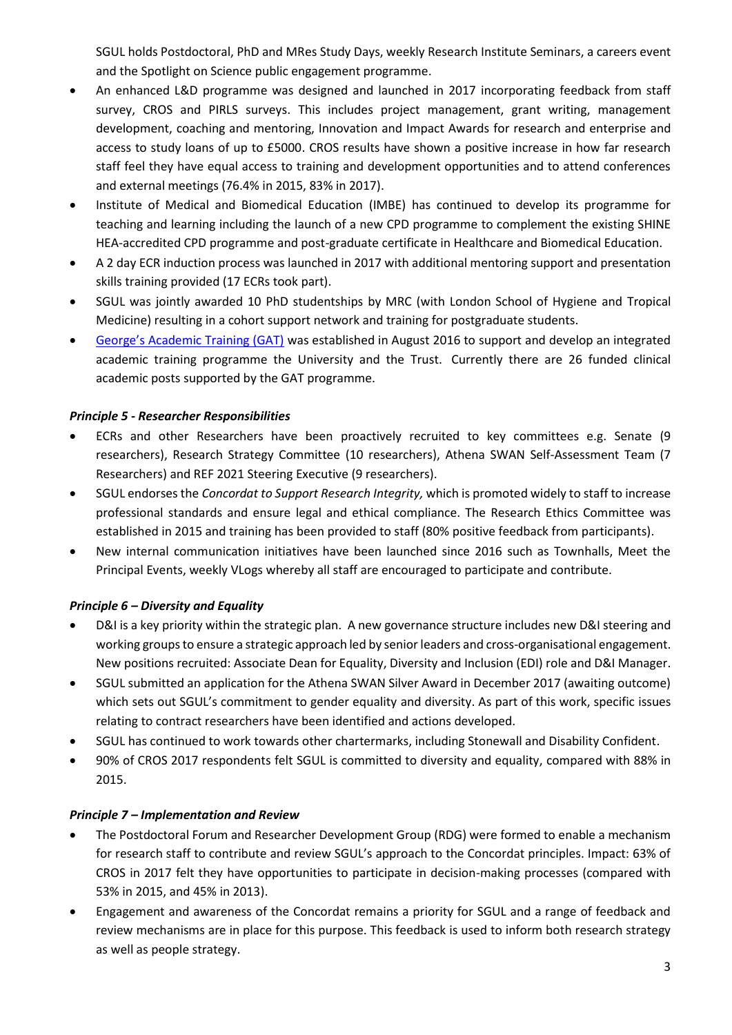SGUL holds Postdoctoral, PhD and MRes Study Days, weekly Research Institute Seminars, a careers event and the Spotlight on Science public engagement programme.

- An enhanced L&D programme was designed and launched in 2017 incorporating feedback from staff survey, CROS and PIRLS surveys. This includes project management, grant writing, management development, coaching and mentoring, Innovation and Impact Awards for research and enterprise and access to study loans of up to £5000. CROS results have shown a positive increase in how far research staff feel they have equal access to training and development opportunities and to attend conferences and external meetings (76.4% in 2015, 83% in 2017).
- Institute of Medical and Biomedical Education (IMBE) has continued to develop its programme for teaching and learning including the launch of a new CPD programme to complement the existing SHINE HEA-accredited CPD programme and post-graduate certificate in Healthcare and Biomedical Education.
- A 2 day ECR induction process was launched in 2017 with additional mentoring support and presentation skills training provided (17 ECRs took part).
- SGUL was jointly awarded 10 PhD studentships by MRC (with London School of Hygiene and Tropical Medicine) resulting in a cohort support network and training for postgraduate students.
- George's Academic Training (GAT) was established in August 2016 to support and develop an integrated academic training programme the University and the Trust. Currently there are 26 funded clinical academic posts supported by the GAT programme.

***Principle 5 - Researcher Responsibilities***

- ECRs and other Researchers have been proactively recruited to key committees e.g. Senate (9 researchers), Research Strategy Committee (10 researchers), Athena SWAN Self-Assessment Team (7 Researchers) and REF 2021 Steering Executive (9 researchers).
- SGUL endorses the *Concordat to Support Research Integrity,* which is promoted widely to staff to increase professional standards and ensure legal and ethical compliance. The Research Ethics Committee was established in 2015 and training has been provided to staff (80% positive feedback from participants).
- New internal communication initiatives have been launched since 2016 such as Townhalls, Meet the Principal Events, weekly VLogs whereby all staff are encouraged to participate and contribute.

***Principle 6 – Diversity and Equality***

- D&I is a key priority within the strategic plan. A new governance structure includes new D&I steering and working groups to ensure a strategic approach led by senior leaders and cross-organisational engagement. New positions recruited: Associate Dean for Equality, Diversity and Inclusion (EDI) role and D&I Manager.
- SGUL submitted an application for the Athena SWAN Silver Award in December 2017 (awaiting outcome) which sets out SGUL's commitment to gender equality and diversity. As part of this work, specific issues relating to contract researchers have been identified and actions developed.
- SGUL has continued to work towards other chartermarks, including Stonewall and Disability Confident.
- 90% of CROS 2017 respondents felt SGUL is committed to diversity and equality, compared with 88% in 2015.

***Principle 7 – Implementation and Review***

- The Postdoctoral Forum and Researcher Development Group (RDG) were formed to enable a mechanism for research staff to contribute and review SGUL's approach to the Concordat principles. Impact: 63% of CROS in 2017 felt they have opportunities to participate in decision-making processes (compared with 53% in 2015, and 45% in 2013).
- Engagement and awareness of the Concordat remains a priority for SGUL and a range of feedback and review mechanisms are in place for this purpose. This feedback is used to inform both research strategy as well as people strategy.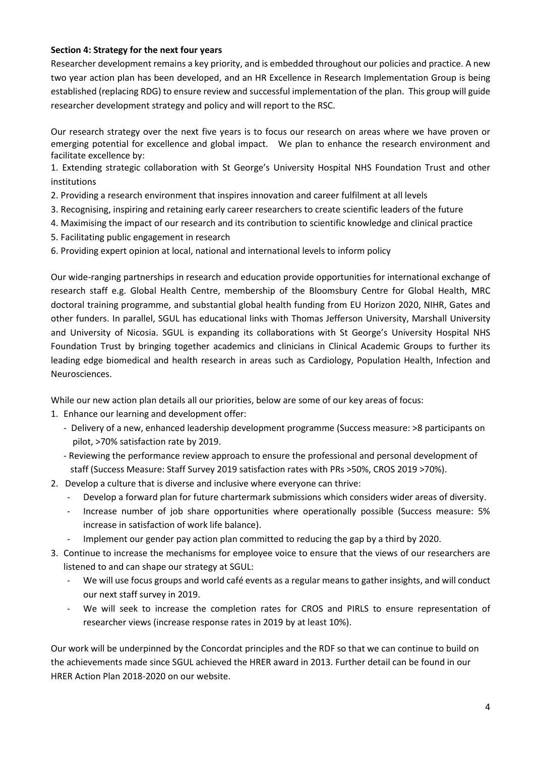**Section 4: Strategy for the next four years**

Researcher development remains a key priority, and is embedded throughout our policies and practice. A new two year action plan has been developed, and an HR Excellence in Research Implementation Group is being established (replacing RDG) to ensure review and successful implementation of the plan. This group will guide researcher development strategy and policy and will report to the RSC.

Our research strategy over the next five years is to focus our research on areas where we have proven or emerging potential for excellence and global impact. We plan to enhance the research environment and facilitate excellence by:

1. Extending strategic collaboration with St George's University Hospital NHS Foundation Trust and other institutions
2. Providing a research environment that inspires innovation and career fulfilment at all levels
3. Recognising, inspiring and retaining early career researchers to create scientific leaders of the future
4. Maximising the impact of our research and its contribution to scientific knowledge and clinical practice
5. Facilitating public engagement in research
6. Providing expert opinion at local, national and international levels to inform policy

Our wide-ranging partnerships in research and education provide opportunities for international exchange of research staff e.g. Global Health Centre, membership of the Bloomsbury Centre for Global Health, MRC doctoral training programme, and substantial global health funding from EU Horizon 2020, NIHR, Gates and other funders. In parallel, SGUL has educational links with Thomas Jefferson University, Marshall University and University of Nicosia. SGUL is expanding its collaborations with St George's University Hospital NHS Foundation Trust by bringing together academics and clinicians in Clinical Academic Groups to further its leading edge biomedical and health research in areas such as Cardiology, Population Health, Infection and Neurosciences.

While our new action plan details all our priorities, below are some of our key areas of focus:

1. Enhance our learning and development offer:
   - Delivery of a new, enhanced leadership development programme (Success measure: >8 participants on pilot, >70% satisfaction rate by 2019.
   - Reviewing the performance review approach to ensure the professional and personal development of staff (Success Measure: Staff Survey 2019 satisfaction rates with PRs >50%, CROS 2019 >70%).
2. Develop a culture that is diverse and inclusive where everyone can thrive:
   - Develop a forward plan for future chartermark submissions which considers wider areas of diversity.
   - Increase number of job share opportunities where operationally possible (Success measure: 5% increase in satisfaction of work life balance).
   - Implement our gender pay action plan committed to reducing the gap by a third by 2020.
3. Continue to increase the mechanisms for employee voice to ensure that the views of our researchers are listened to and can shape our strategy at SGUL:
   - We will use focus groups and world café events as a regular means to gather insights, and will conduct our next staff survey in 2019.
   - We will seek to increase the completion rates for CROS and PIRLS to ensure representation of researcher views (increase response rates in 2019 by at least 10%).

Our work will be underpinned by the Concordat principles and the RDF so that we can continue to build on the achievements made since SGUL achieved the HRER award in 2013. Further detail can be found in our HRER Action Plan 2018-2020 on our website.